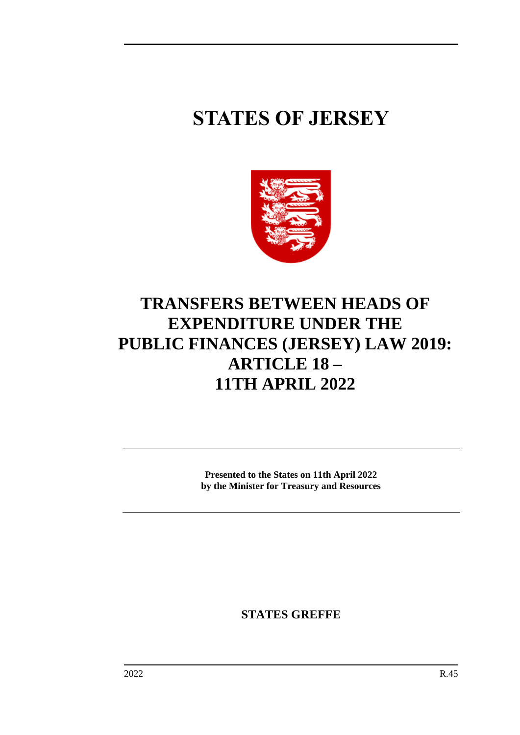# STATES OF JERSEY

# TRANSFERS BETWEEN HEADS OF EXPENDITURE UNDER THE PUBLIC FINANCES (JERSEY) LAW 2019: ARTICLE 18 – 11TH APRIL 2022

**Presented to the States on 11th April 2022**
**by the Minister for Treasury and Resources**

**STATES GREFFE**

2022 R.45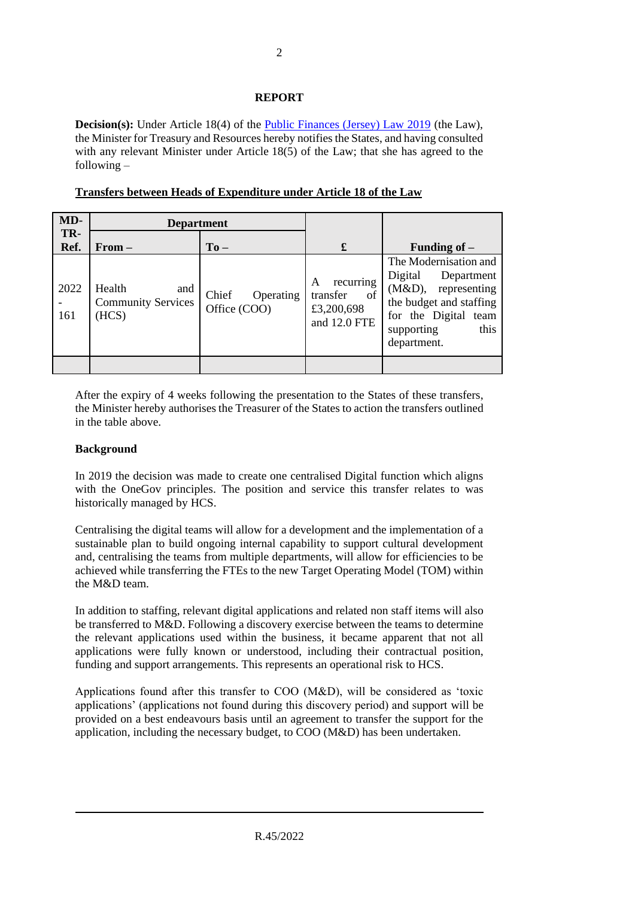## REPORT

**Decision(s):** Under Article 18(4) of the Public Finances (Jersey) Law 2019 (the Law), the Minister for Treasury and Resources hereby notifies the States, and having consulted with any relevant Minister under Article 18(5) of the Law; that she has agreed to the following –

**Transfers between Heads of Expenditure under Article 18 of the Law**

| MD-TR-Ref. | Department | | £ | Funding of – |
|---|---|---|---|---|
| | From – | To – | | |
| 2022-161 | Health and Community Services (HCS) | Chief Operating Office (COO) | A recurring transfer of £3,200,698 and 12.0 FTE | The Modernisation and Digital Department (M&D), representing the budget and staffing for the Digital team supporting this department. |
| | | | | |

After the expiry of 4 weeks following the presentation to the States of these transfers, the Minister hereby authorises the Treasurer of the States to action the transfers outlined in the table above.

**Background**

In 2019 the decision was made to create one centralised Digital function which aligns with the OneGov principles. The position and service this transfer relates to was historically managed by HCS.

Centralising the digital teams will allow for a development and the implementation of a sustainable plan to build ongoing internal capability to support cultural development and, centralising the teams from multiple departments, will allow for efficiencies to be achieved while transferring the FTEs to the new Target Operating Model (TOM) within the M&D team.

In addition to staffing, relevant digital applications and related non staff items will also be transferred to M&D. Following a discovery exercise between the teams to determine the relevant applications used within the business, it became apparent that not all applications were fully known or understood, including their contractual position, funding and support arrangements. This represents an operational risk to HCS.

Applications found after this transfer to COO (M&D), will be considered as 'toxic applications' (applications not found during this discovery period) and support will be provided on a best endeavours basis until an agreement to transfer the support for the application, including the necessary budget, to COO (M&D) has been undertaken.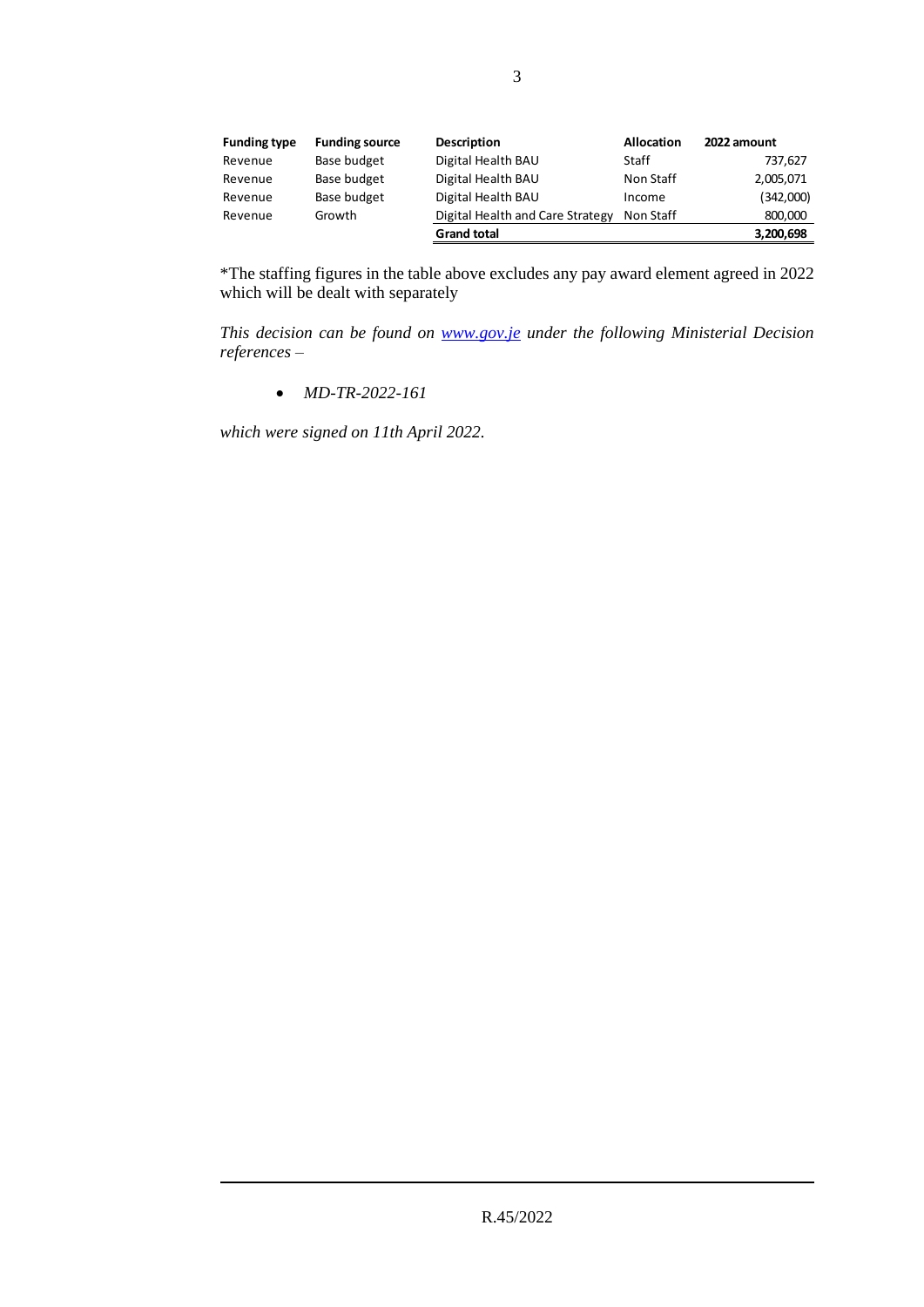| Funding type | Funding source | Description | Allocation | 2022 amount |
|---|---|---|---|---|
| Revenue | Base budget | Digital Health BAU | Staff | 737,627 |
| Revenue | Base budget | Digital Health BAU | Non Staff | 2,005,071 |
| Revenue | Base budget | Digital Health BAU | Income | (342,000) |
| Revenue | Growth | Digital Health and Care Strategy | Non Staff | 800,000 |
| | | **Grand total** | | **3,200,698** |

*The staffing figures in the table above excludes any pay award element agreed in 2022 which will be dealt with separately

*This decision can be found on [www.gov.je](http://www.gov.je) under the following Ministerial Decision references –*

- *MD-TR-2022-161*

*which were signed on 11th April 2022.*

R.45/2022